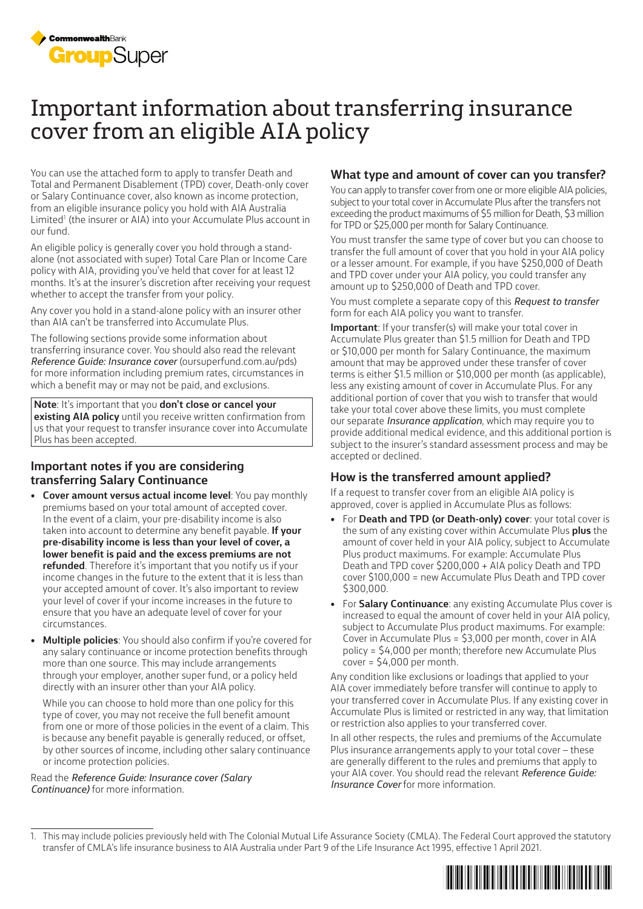# Important information about transferring insurance cover from an eligible AIA policy

You can use the attached form to apply to transfer Death and Total and Permanent Disablement (TPD) cover, Death-only cover or Salary Continuance cover, also known as income protection, from an eligible insurance policy you hold with AIA Australia Limited[1] (the insurer or AIA) into your Accumulate Plus account in our fund.

An eligible policy is generally cover you hold through a stand-alone (not associated with super) Total Care Plan or Income Care policy with AIA, providing you've held that cover for at least 12 months. It's at the insurer's discretion after receiving your request whether to accept the transfer from your policy.

Any cover you hold in a stand-alone policy with an insurer other than AIA can't be transferred into Accumulate Plus.

The following sections provide some information about transferring insurance cover. You should also read the relevant *Reference Guide: Insurance cover* (oursuperfund.com.au/pds) for more information including premium rates, circumstances in which a benefit may or may not be paid, and exclusions.

> **Note**: It's important that you **don't close or cancel your existing AIA policy** until you receive written confirmation from us that your request to transfer insurance cover into Accumulate Plus has been accepted.

## Important notes if you are considering transferring Salary Continuance

- **Cover amount versus actual income level**: You pay monthly premiums based on your total amount of accepted cover. In the event of a claim, your pre-disability income is also taken into account to determine any benefit payable. **If your pre-disability income is less than your level of cover, a lower benefit is paid and the excess premiums are not refunded**. Therefore it's important that you notify us if your income changes in the future to the extent that it is less than your accepted amount of cover. It's also important to review your level of cover if your income increases in the future to ensure that you have an adequate level of cover for your circumstances.
- **Multiple policies**: You should also confirm if you're covered for any salary continuance or income protection benefits through more than one source. This may include arrangements through your employer, another super fund, or a policy held directly with an insurer other than your AIA policy.

  While you can choose to hold more than one policy for this type of cover, you may not receive the full benefit amount from one or more of those policies in the event of a claim. This is because any benefit payable is generally reduced, or offset, by other sources of income, including other salary continuance or income protection policies.

Read the *Reference Guide: Insurance cover (Salary Continuance)* for more information.

## What type and amount of cover can you transfer?

You can apply to transfer cover from one or more eligible AIA policies, subject to your total cover in Accumulate Plus after the transfers not exceeding the product maximums of $5 million for Death, $3 million for TPD or $25,000 per month for Salary Continuance.

You must transfer the same type of cover but you can choose to transfer the full amount of cover that you hold in your AIA policy or a lesser amount. For example, if you have $250,000 of Death and TPD cover under your AIA policy, you could transfer any amount up to $250,000 of Death and TPD cover.

You must complete a separate copy of this *Request to transfer* form for each AIA policy you want to transfer.

**Important**: If your transfer(s) will make your total cover in Accumulate Plus greater than $1.5 million for Death and TPD or $10,000 per month for Salary Continuance, the maximum amount that may be approved under these transfer of cover terms is either $1.5 million or $10,000 per month (as applicable), less any existing amount of cover in Accumulate Plus. For any additional portion of cover that you wish to transfer that would take your total cover above these limits, you must complete our separate *Insurance application*, which may require you to provide additional medical evidence, and this additional portion is subject to the insurer's standard assessment process and may be accepted or declined.

## How is the transferred amount applied?

If a request to transfer cover from an eligible AIA policy is approved, cover is applied in Accumulate Plus as follows:

- For **Death and TPD (or Death-only) cover**: your total cover is the sum of any existing cover within Accumulate Plus **plus** the amount of cover held in your AIA policy, subject to Accumulate Plus product maximums. For example: Accumulate Plus Death and TPD cover $200,000 + AIA policy Death and TPD cover $100,000 = new Accumulate Plus Death and TPD cover $300,000.
- For **Salary Continuance**: any existing Accumulate Plus cover is increased to equal the amount of cover held in your AIA policy, subject to Accumulate Plus product maximums. For example: Cover in Accumulate Plus = $3,000 per month, cover in AIA policy = $4,000 per month; therefore new Accumulate Plus cover = $4,000 per month.

Any condition like exclusions or loadings that applied to your AIA cover immediately before transfer will continue to apply to your transferred cover in Accumulate Plus. If any existing cover in Accumulate Plus is limited or restricted in any way, that limitation or restriction also applies to your transferred cover.

In all other respects, the rules and premiums of the Accumulate Plus insurance arrangements apply to your total cover – these are generally different to the rules and premiums that apply to your AIA cover. You should read the relevant *Reference Guide: Insurance Cover* for more information.

---

1. This may include policies previously held with The Colonial Mutual Life Assurance Society (CMLA). The Federal Court approved the statutory transfer of CMLA's life insurance business to AIA Australia under Part 9 of the Life Insurance Act 1995, effective 1 April 2021.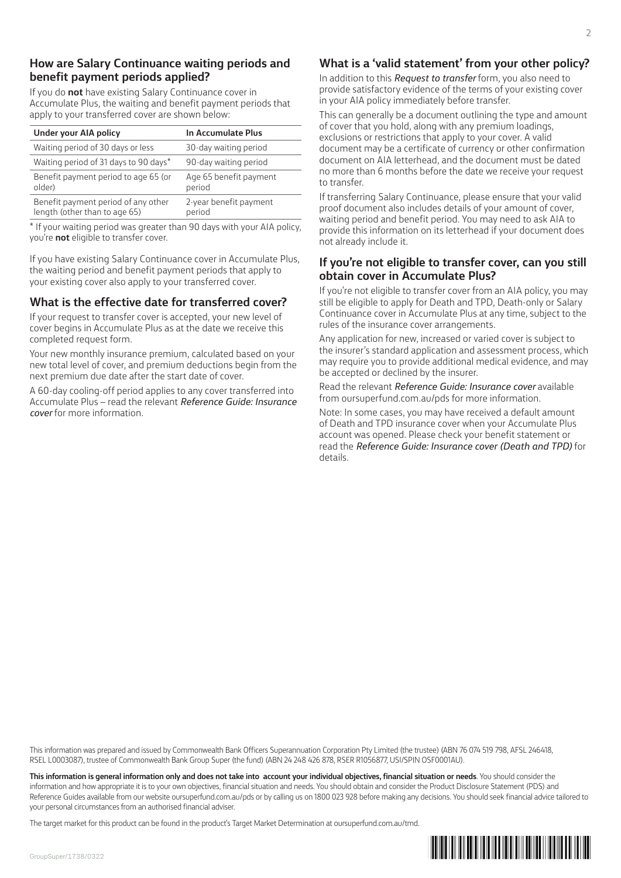## How are Salary Continuance waiting periods and benefit payment periods applied?

If you do **not** have existing Salary Continuance cover in Accumulate Plus, the waiting and benefit payment periods that apply to your transferred cover are shown below:

| Under your AIA policy | In Accumulate Plus |
|---|---|
| Waiting period of 30 days or less | 30-day waiting period |
| Waiting period of 31 days to 90 days* | 90-day waiting period |
| Benefit payment period to age 65 (or older) | Age 65 benefit payment period |
| Benefit payment period of any other length (other than to age 65) | 2-year benefit payment period |

* If your waiting period was greater than 90 days with your AIA policy, you're **not** eligible to transfer cover.

If you have existing Salary Continuance cover in Accumulate Plus, the waiting period and benefit payment periods that apply to your existing cover also apply to your transferred cover.

## What is the effective date for transferred cover?

If your request to transfer cover is accepted, your new level of cover begins in Accumulate Plus as at the date we receive this completed request form.

Your new monthly insurance premium, calculated based on your new total level of cover, and premium deductions begin from the next premium due date after the start date of cover.

A 60-day cooling-off period applies to any cover transferred into Accumulate Plus – read the relevant *Reference Guide: Insurance cover* for more information.

## What is a 'valid statement' from your other policy?

In addition to this *Request to transfer* form, you also need to provide satisfactory evidence of the terms of your existing cover in your AIA policy immediately before transfer.

This can generally be a document outlining the type and amount of cover that you hold, along with any premium loadings, exclusions or restrictions that apply to your cover. A valid document may be a certificate of currency or other confirmation document on AIA letterhead, and the document must be dated no more than 6 months before the date we receive your request to transfer.

If transferring Salary Continuance, please ensure that your valid proof document also includes details of your amount of cover, waiting period and benefit period. You may need to ask AIA to provide this information on its letterhead if your document does not already include it.

## If you're not eligible to transfer cover, can you still obtain cover in Accumulate Plus?

If you're not eligible to transfer cover from an AIA policy, you may still be eligible to apply for Death and TPD, Death-only or Salary Continuance cover in Accumulate Plus at any time, subject to the rules of the insurance cover arrangements.

Any application for new, increased or varied cover is subject to the insurer's standard application and assessment process, which may require you to provide additional medical evidence, and may be accepted or declined by the insurer.

Read the relevant *Reference Guide: Insurance cover* available from oursuperfund.com.au/pds for more information.

Note: In some cases, you may have received a default amount of Death and TPD insurance cover when your Accumulate Plus account was opened. Please check your benefit statement or read the *Reference Guide: Insurance cover (Death and TPD)* for details.

This information was prepared and issued by Commonwealth Bank Officers Superannuation Corporation Pty Limited (the trustee) (ABN 76 074 519 798, AFSL 246418, RSEL L0003087), trustee of Commonwealth Bank Group Super (the fund) (ABN 24 248 426 878, RSER R1056877, USI/SPIN OSF0001AU).

**This information is general information only and does not take into account your individual objectives, financial situation or needs**. You should consider the information and how appropriate it is to your own objectives, financial situation and needs. You should obtain and consider the Product Disclosure Statement (PDS) and Reference Guides available from our website oursuperfund.com.au/pds or by calling us on 1800 023 928 before making any decisions. You should seek financial advice tailored to your personal circumstances from an authorised financial adviser.

The target market for this product can be found in the product's Target Market Determination at oursuperfund.com.au/tmd.

GroupSuper/1738/0322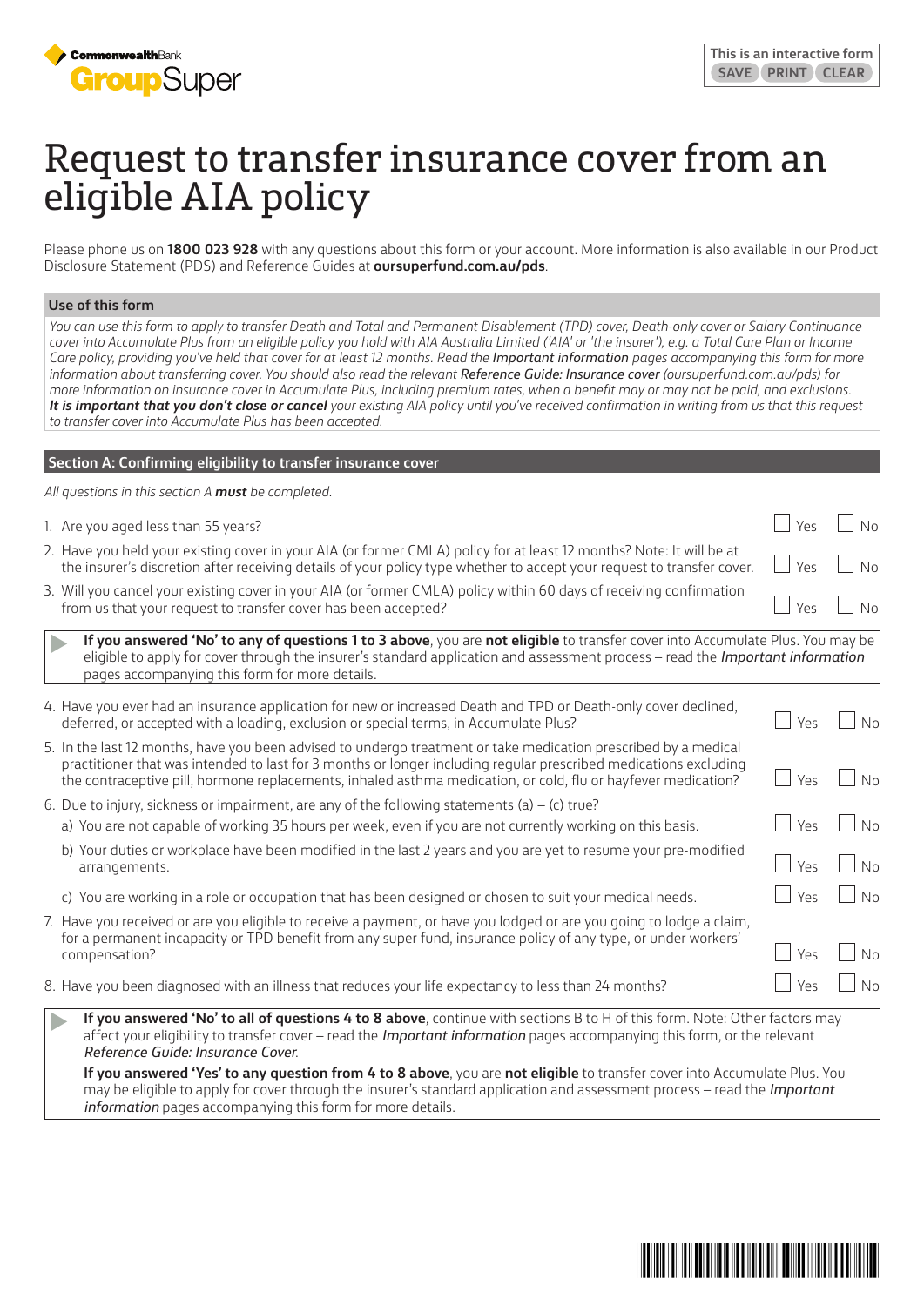CommonwealthBank GroupSuper

This is an interactive form
SAVE PRINT CLEAR

# Request to transfer insurance cover from an eligible AIA policy

Please phone us on **1800 023 928** with any questions about this form or your account. More information is also available in our Product Disclosure Statement (PDS) and Reference Guides at **oursuperfund.com.au/pds**.

### Use of this form

*You can use this form to apply to transfer Death and Total and Permanent Disablement (TPD) cover, Death-only cover or Salary Continuance cover into Accumulate Plus from an eligible policy you hold with AIA Australia Limited ('AIA' or 'the insurer'), e.g. a Total Care Plan or Income Care policy, providing you've held that cover for at least 12 months. Read the **Important information** pages accompanying this form for more information about transferring cover. You should also read the relevant **Reference Guide: Insurance cover** (oursuperfund.com.au/pds) for more information on insurance cover in Accumulate Plus, including premium rates, when a benefit may or may not be paid, and exclusions. **It is important that you don't close or cancel** your existing AIA policy until you've received confirmation in writing from us that this request to transfer cover into Accumulate Plus has been accepted.*

## Section A: Confirming eligibility to transfer insurance cover

*All questions in this section A **must** be completed.*

1. Are you aged less than 55 years? ☐ Yes ☐ No
2. Have you held your existing cover in your AIA (or former CMLA) policy for at least 12 months? Note: It will be at the insurer's discretion after receiving details of your policy type whether to accept your request to transfer cover. ☐ Yes ☐ No
3. Will you cancel your existing cover in your AIA (or former CMLA) policy within 60 days of receiving confirmation from us that your request to transfer cover has been accepted? ☐ Yes ☐ No

> **If you answered 'No' to any of questions 1 to 3 above**, you are **not eligible** to transfer cover into Accumulate Plus. You may be eligible to apply for cover through the insurer's standard application and assessment process – read the *Important information* pages accompanying this form for more details.

4. Have you ever had an insurance application for new or increased Death and TPD or Death-only cover declined, deferred, or accepted with a loading, exclusion or special terms, in Accumulate Plus? ☐ Yes ☐ No
5. In the last 12 months, have you been advised to undergo treatment or take medication prescribed by a medical practitioner that was intended to last for 3 months or longer including regular prescribed medications excluding the contraceptive pill, hormone replacements, inhaled asthma medication, or cold, flu or hayfever medication? ☐ Yes ☐ No
6. Due to injury, sickness or impairment, are any of the following statements (a) – (c) true?
   a) You are not capable of working 35 hours per week, even if you are not currently working on this basis. ☐ Yes ☐ No
   b) Your duties or workplace have been modified in the last 2 years and you are yet to resume your pre-modified arrangements. ☐ Yes ☐ No
   c) You are working in a role or occupation that has been designed or chosen to suit your medical needs. ☐ Yes ☐ No
7. Have you received or are you eligible to receive a payment, or have you lodged or are you going to lodge a claim, for a permanent incapacity or TPD benefit from any super fund, insurance policy of any type, or under workers' compensation? ☐ Yes ☐ No
8. Have you been diagnosed with an illness that reduces your life expectancy to less than 24 months? ☐ Yes ☐ No

> **If you answered 'No' to all of questions 4 to 8 above**, continue with sections B to H of this form. Note: Other factors may affect your eligibility to transfer cover – read the *Important information* pages accompanying this form, or the relevant *Reference Guide: Insurance Cover*.
>
> **If you answered 'Yes' to any question from 4 to 8 above**, you are **not eligible** to transfer cover into Accumulate Plus. You may be eligible to apply for cover through the insurer's standard application and assessment process – read the *Important information* pages accompanying this form for more details.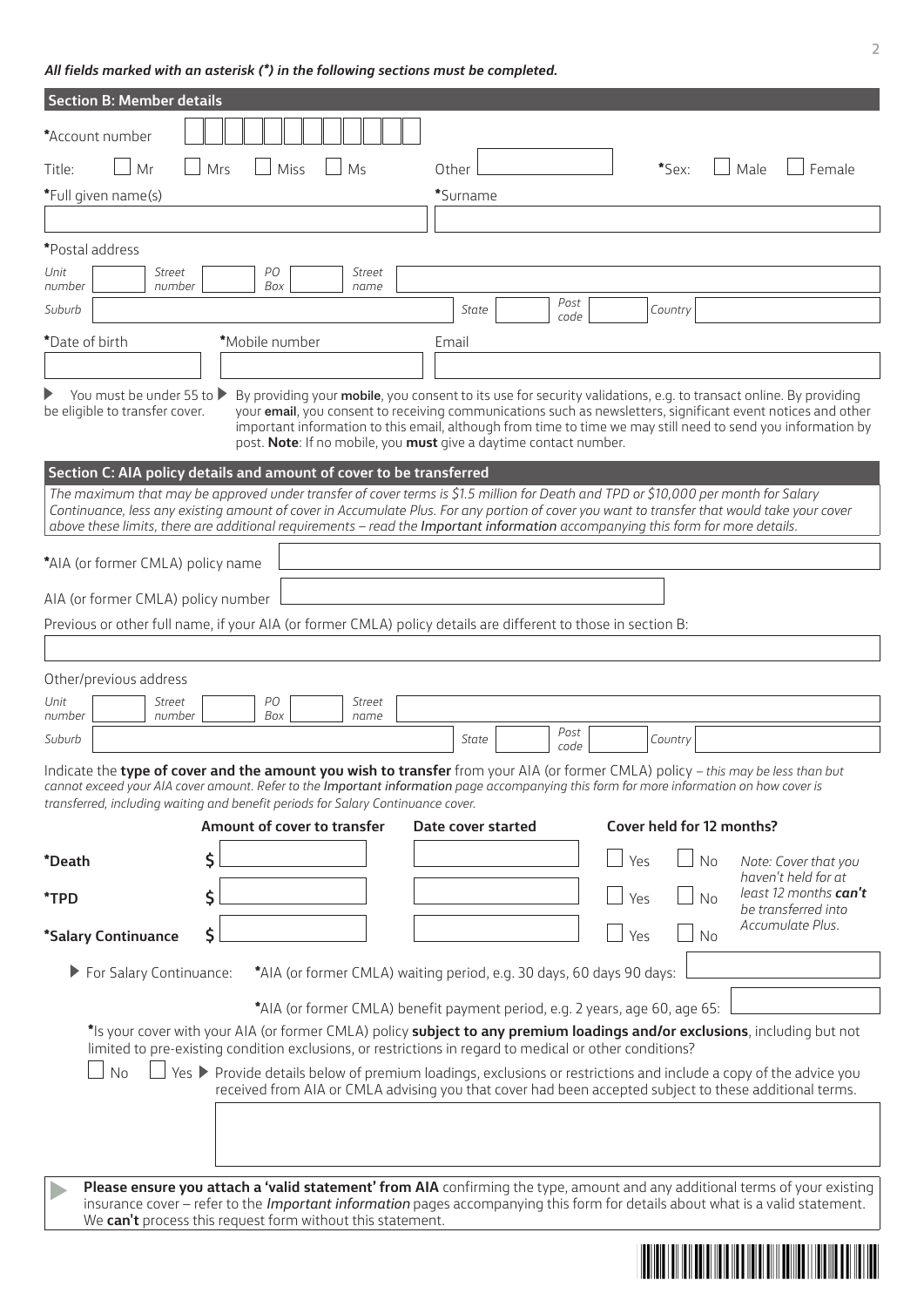***All fields marked with an asterisk (*) in the following sections must be completed.***

## Section B: Member details

*Account number

Title: ☐ Mr ☐ Mrs ☐ Miss ☐ Ms Other ______ *Sex: ☐ Male ☐ Female

*Full given name(s) *Surname

*Postal address

*Unit number* *Street number* *PO Box* *Street name*

*Suburb* *State* *Post code* *Country*

*Date of birth *Mobile number Email

▶ You must be under 55 to be eligible to transfer cover.

▶ By providing your **mobile**, you consent to its use for security validations, e.g. to transact online. By providing your **email**, you consent to receiving communications such as newsletters, significant event notices and other important information to this email, although from time to time we may still need to send you information by post. **Note**: If no mobile, you **must** give a daytime contact number.

## Section C: AIA policy details and amount of cover to be transferred

*The maximum that may be approved under transfer of cover terms is $1.5 million for Death and TPD or $10,000 per month for Salary Continuance, less any existing amount of cover in Accumulate Plus. For any portion of cover you want to transfer that would take your cover above these limits, there are additional requirements – read the Important information accompanying this form for more details.*

*AIA (or former CMLA) policy name

AIA (or former CMLA) policy number

Previous or other full name, if your AIA (or former CMLA) policy details are different to those in section B:

Other/previous address

*Unit number* *Street number* *PO Box* *Street name*

*Suburb* *State* *Post code* *Country*

Indicate the **type of cover and the amount you wish to transfer** from your AIA (or former CMLA) policy – *this may be less than but cannot exceed your AIA cover amount. Refer to the **Important information** page accompanying this form for more information on how cover is transferred, including waiting and benefit periods for Salary Continuance cover.*

| | Amount of cover to transfer | Date cover started | Cover held for 12 months? |
|---|---|---|---|
| ***Death** | $ | | ☐ Yes ☐ No |
| ***TPD** | $ | | ☐ Yes ☐ No |
| ***Salary Continuance** | $ | | ☐ Yes ☐ No |

*Note: Cover that you haven't held for at least 12 months **can't** be transferred into Accumulate Plus.*

▶ For Salary Continuance: *AIA (or former CMLA) waiting period, e.g. 30 days, 60 days 90 days:

*AIA (or former CMLA) benefit payment period, e.g. 2 years, age 60, age 65:

*Is your cover with your AIA (or former CMLA) policy **subject to any premium loadings and/or exclusions**, including but not limited to pre-existing condition exclusions, or restrictions in regard to medical or other conditions?

☐ No ☐ Yes ▶ Provide details below of premium loadings, exclusions or restrictions and include a copy of the advice you received from AIA or CMLA advising you that cover had been accepted subject to these additional terms.

▶ **Please ensure you attach a 'valid statement' from AIA** confirming the type, amount and any additional terms of your existing insurance cover – refer to the *Important information* pages accompanying this form for details about what is a valid statement. We **can't** process this request form without this statement.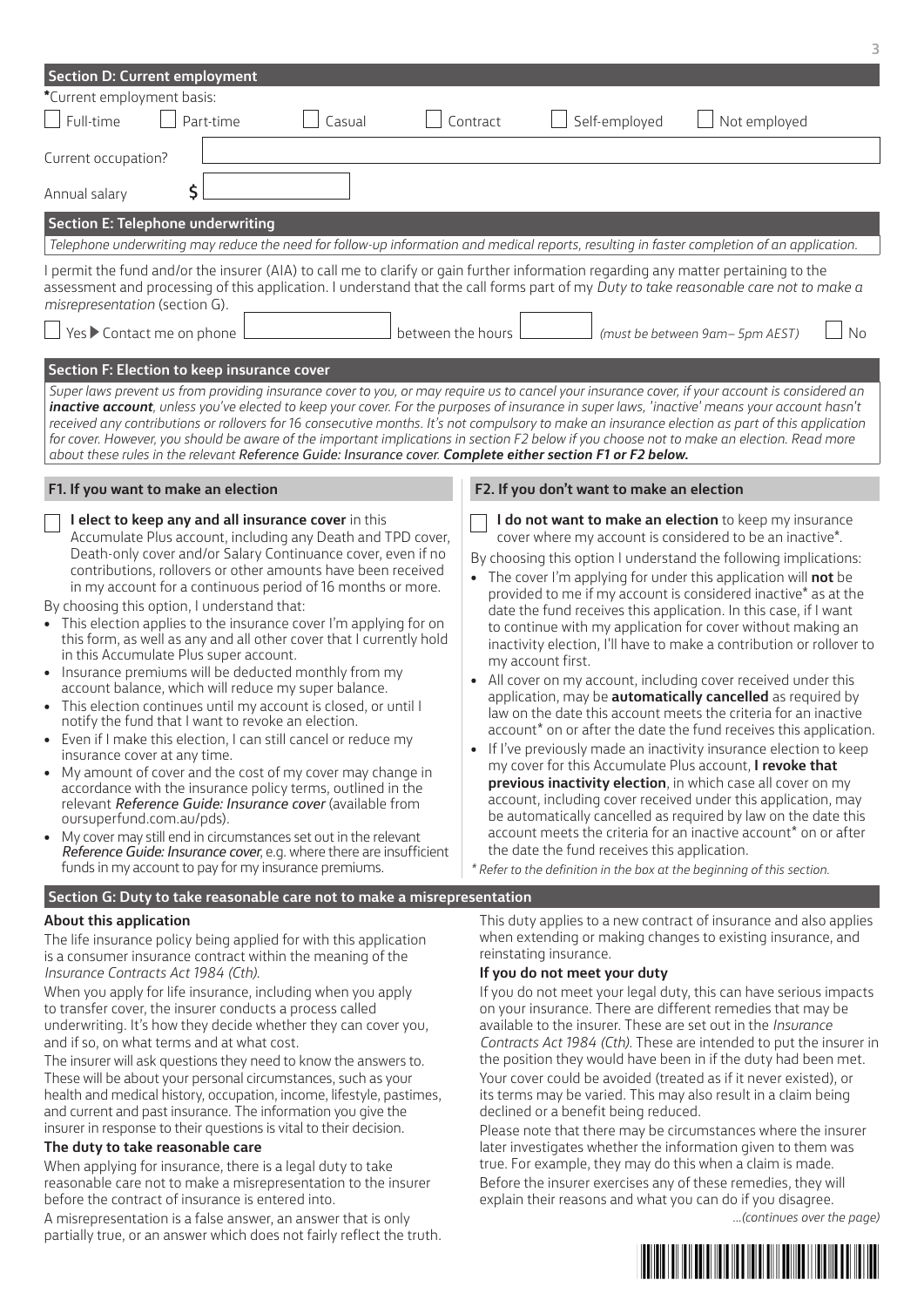## Section D: Current employment

*Current employment basis:

☐ Full-time ☐ Part-time ☐ Casual ☐ Contract ☐ Self-employed ☐ Not employed

Current occupation? \_\_\_\_\_\_\_\_\_\_

Annual salary $ \_\_\_\_\_\_\_\_\_\_

## Section E: Telephone underwriting

*Telephone underwriting may reduce the need for follow-up information and medical reports, resulting in faster completion of an application.*

I permit the fund and/or the insurer (AIA) to call me to clarify or gain further information regarding any matter pertaining to the assessment and processing of this application. I understand that the call forms part of my *Duty to take reasonable care not to make a misrepresentation* (section G).

☐ Yes ▶ Contact me on phone \_\_\_\_\_\_\_\_\_\_ between the hours \_\_\_\_\_\_\_\_\_\_ *(must be between 9am– 5pm AEST)* ☐ No

## Section F: Election to keep insurance cover

*Super laws prevent us from providing insurance cover to you, or may require us to cancel your insurance cover, if your account is considered an* ***inactive account****, unless you've elected to keep your cover. For the purposes of insurance in super laws, 'inactive' means your account hasn't received any contributions or rollovers for 16 consecutive months. It's not compulsory to make an insurance election as part of this application for cover. However, you should be aware of the important implications in section F2 below if you choose not to make an election. Read more about these rules in the relevant* ***Reference Guide: Insurance cover****.* ***Complete either section F1 or F2 below.***

### F1. If you want to make an election

☐ **I elect to keep any and all insurance cover** in this Accumulate Plus account, including any Death and TPD cover, Death-only cover and/or Salary Continuance cover, even if no contributions, rollovers or other amounts have been received in my account for a continuous period of 16 months or more.

By choosing this option, I understand that:

- This election applies to the insurance cover I'm applying for on this form, as well as any and all other cover that I currently hold in this Accumulate Plus super account.
- Insurance premiums will be deducted monthly from my account balance, which will reduce my super balance.
- This election continues until my account is closed, or until I notify the fund that I want to revoke an election.
- Even if I make this election, I can still cancel or reduce my insurance cover at any time.
- My amount of cover and the cost of my cover may change in accordance with the insurance policy terms, outlined in the relevant *Reference Guide: Insurance cover* (available from oursuperfund.com.au/pds).
- My cover may still end in circumstances set out in the relevant *Reference Guide: Insurance cover*, e.g. where there are insufficient funds in my account to pay for my insurance premiums.

### F2. If you don't want to make an election

☐ **I do not want to make an election** to keep my insurance cover where my account is considered to be an inactive*.

By choosing this option I understand the following implications:

- The cover I'm applying for under this application will **not** be provided to me if my account is considered inactive* as at the date the fund receives this application. In this case, if I want to continue with my application for cover without making an inactivity election, I'll have to make a contribution or rollover to my account first.
- All cover on my account, including cover received under this application, may be **automatically cancelled** as required by law on the date this account meets the criteria for an inactive account* on or after the date the fund receives this application.
- If I've previously made an inactivity insurance election to keep my cover for this Accumulate Plus account, **I revoke that previous inactivity election**, in which case all cover on my account, including cover received under this application, may be automatically cancelled as required by law on the date this account meets the criteria for an inactive account* on or after the date the fund receives this application.

*\* Refer to the definition in the box at the beginning of this section.*

## Section G: Duty to take reasonable care not to make a misrepresentation

### About this application

The life insurance policy being applied for with this application is a consumer insurance contract within the meaning of the *Insurance Contracts Act 1984 (Cth)*.

When you apply for life insurance, including when you apply to transfer cover, the insurer conducts a process called underwriting. It's how they decide whether they can cover you, and if so, on what terms and at what cost.

The insurer will ask questions they need to know the answers to. These will be about your personal circumstances, such as your health and medical history, occupation, income, lifestyle, pastimes, and current and past insurance. The information you give the insurer in response to their questions is vital to their decision.

### The duty to take reasonable care

When applying for insurance, there is a legal duty to take reasonable care not to make a misrepresentation to the insurer before the contract of insurance is entered into.

A misrepresentation is a false answer, an answer that is only partially true, or an answer which does not fairly reflect the truth.

This duty applies to a new contract of insurance and also applies when extending or making changes to existing insurance, and reinstating insurance.

### If you do not meet your duty

If you do not meet your legal duty, this can have serious impacts on your insurance. There are different remedies that may be available to the insurer. These are set out in the *Insurance Contracts Act 1984 (Cth)*. These are intended to put the insurer in the position they would have been in if the duty had been met.

Your cover could be avoided (treated as if it never existed), or its terms may be varied. This may also result in a claim being declined or a benefit being reduced.

Please note that there may be circumstances where the insurer later investigates whether the information given to them was true. For example, they may do this when a claim is made.

Before the insurer exercises any of these remedies, they will explain their reasons and what you can do if you disagree.

*...(continues over the page)*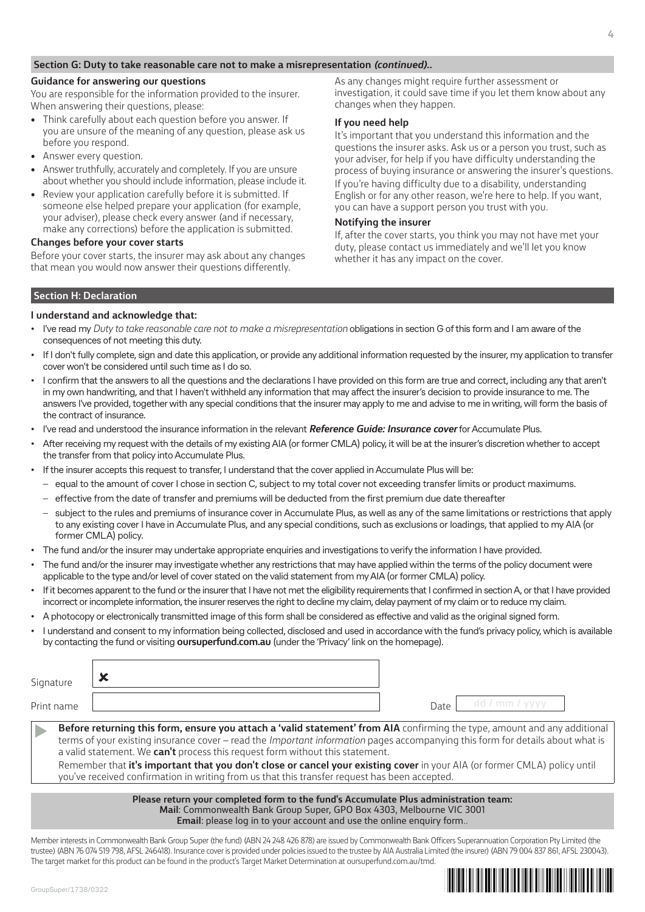## Section G: Duty to take reasonable care not to make a misrepresentation *(continued)*..

### Guidance for answering our questions

You are responsible for the information provided to the insurer. When answering their questions, please:

- Think carefully about each question before you answer. If you are unsure of the meaning of any question, please ask us before you respond.
- Answer every question.
- Answer truthfully, accurately and completely. If you are unsure about whether you should include information, please include it.
- Review your application carefully before it is submitted. If someone else helped prepare your application (for example, your adviser), please check every answer (and if necessary, make any corrections) before the application is submitted.

### Changes before your cover starts

Before your cover starts, the insurer may ask about any changes that mean you would now answer their questions differently.

As any changes might require further assessment or investigation, it could save time if you let them know about any changes when they happen.

### If you need help

It's important that you understand this information and the questions the insurer asks. Ask us or a person you trust, such as your adviser, for help if you have difficulty understanding the process of buying insurance or answering the insurer's questions.

If you're having difficulty due to a disability, understanding English or for any other reason, we're here to help. If you want, you can have a support person you trust with you.

### Notifying the insurer

If, after the cover starts, you think you may not have met your duty, please contact us immediately and we'll let you know whether it has any impact on the cover.

## Section H: Declaration

**I understand and acknowledge that:**

- I've read my *Duty to take reasonable care not to make a misrepresentation* obligations in section G of this form and I am aware of the consequences of not meeting this duty.
- If I don't fully complete, sign and date this application, or provide any additional information requested by the insurer, my application to transfer cover won't be considered until such time as I do so.
- I confirm that the answers to all the questions and the declarations I have provided on this form are true and correct, including any that aren't in my own handwriting, and that I haven't withheld any information that may affect the insurer's decision to provide insurance to me. The answers I've provided, together with any special conditions that the insurer may apply to me and advise to me in writing, will form the basis of the contract of insurance.
- I've read and understood the insurance information in the relevant ***Reference Guide: Insurance cover*** for Accumulate Plus.
- After receiving my request with the details of my existing AIA (or former CMLA) policy, it will be at the insurer's discretion whether to accept the transfer from that policy into Accumulate Plus.
- If the insurer accepts this request to transfer, I understand that the cover applied in Accumulate Plus will be:
  - equal to the amount of cover I chose in section C, subject to my total cover not exceeding transfer limits or product maximums.
  - effective from the date of transfer and premiums will be deducted from the first premium due date thereafter
  - subject to the rules and premiums of insurance cover in Accumulate Plus, as well as any of the same limitations or restrictions that apply to any existing cover I have in Accumulate Plus, and any special conditions, such as exclusions or loadings, that applied to my AIA (or former CMLA) policy.
- The fund and/or the insurer may undertake appropriate enquiries and investigations to verify the information I have provided.
- The fund and/or the insurer may investigate whether any restrictions that may have applied within the terms of the policy document were applicable to the type and/or level of cover stated on the valid statement from my AIA (or former CMLA) policy.
- If it becomes apparent to the fund or the insurer that I have not met the eligibility requirements that I confirmed in section A, or that I have provided incorrect or incomplete information, the insurer reserves the right to decline my claim, delay payment of my claim or to reduce my claim.
- A photocopy or electronically transmitted image of this form shall be considered as effective and valid as the original signed form.
- I understand and consent to my information being collected, disclosed and used in accordance with the fund's privacy policy, which is available by contacting the fund or visiting **oursuperfund.com.au** (under the 'Privacy' link on the homepage).

Signature ✘

Print name

Date dd / mm / yyyy

**Before returning this form, ensure you attach a 'valid statement' from AIA** confirming the type, amount and any additional terms of your existing insurance cover – read the *Important information* pages accompanying this form for details about what is a valid statement. We **can't** process this request form without this statement.

Remember that **it's important that you don't close or cancel your existing cover** in your AIA (or former CMLA) policy until you've received confirmation in writing from us that this transfer request has been accepted.

**Please return your completed form to the fund's Accumulate Plus administration team:**
**Mail**: Commonwealth Bank Group Super, GPO Box 4303, Melbourne VIC 3001
**Email**: please log in to your account and use the online enquiry form..

Member interests in Commonwealth Bank Group Super (the fund) (ABN 24 248 426 878) are issued by Commonwealth Bank Officers Superannuation Corporation Pty Limited (the trustee) (ABN 76 074 519 798, AFSL 246418). Insurance cover is provided under policies issued to the trustee by AIA Australia Limited (the insurer) (ABN 79 004 837 861, AFSL 230043). The target market for this product can be found in the product's Target Market Determination at oursuperfund.com.au/tmd.

GroupSuper/1738/0322